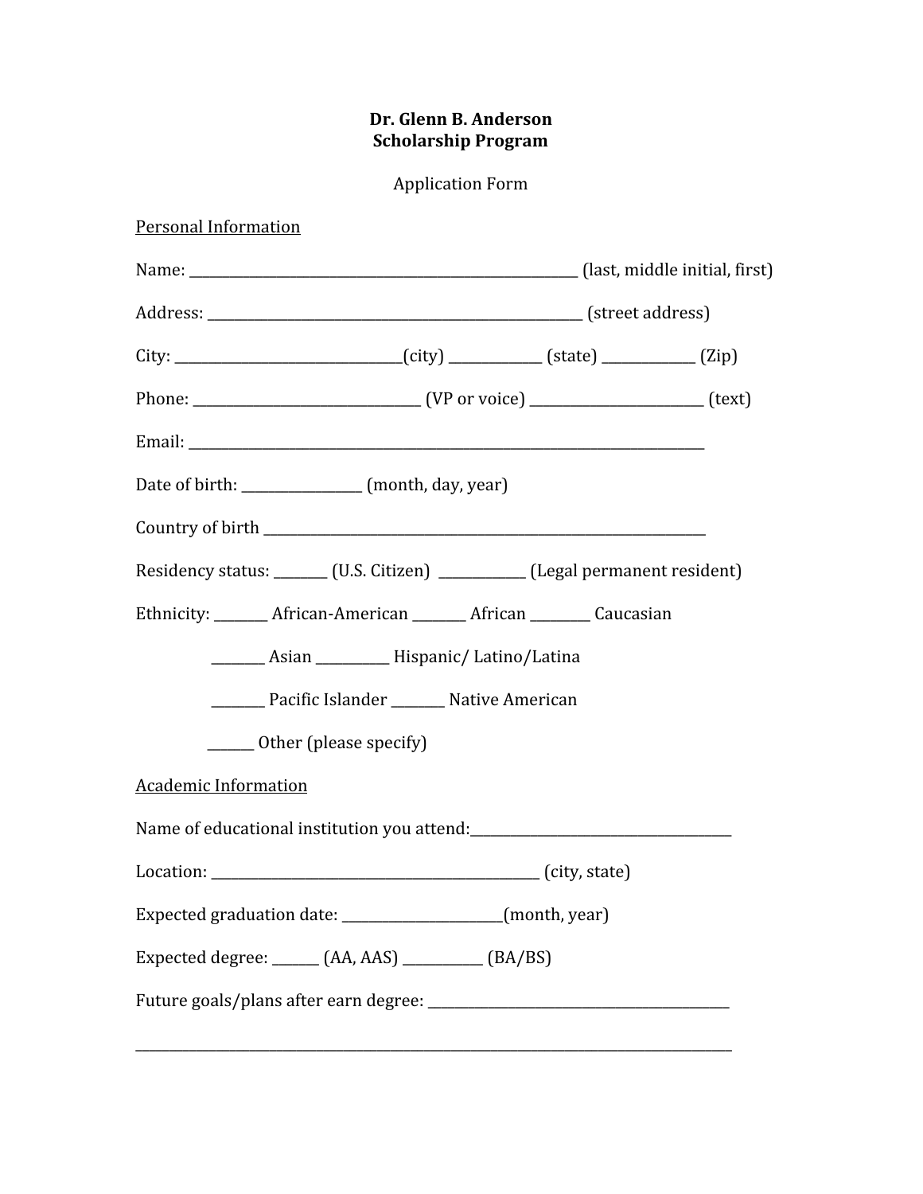**Dr. Glenn B. Anderson**
**Scholarship Program**

Application Form

<u>Personal Information</u>

Name: ______________________________________________________ (last, middle initial, first)

Address: _____________________________________________________ (street address)

City: _________________________________(city) _____________ (state) _____________ (Zip)

Phone: ________________________________ (VP or voice) ________________________ (text)

Email: __________________________________________________________________________

Date of birth: _________________ (month, day, year)

Country of birth ______________________________________________________________

Residency status: ________ (U.S. Citizen) ____________ (Legal permanent resident)

Ethnicity: ________ African-American ________ African ________ Caucasian

________ Asian __________ Hispanic/ Latino/Latina

________ Pacific Islander ________ Native American

_______ Other (please specify)

<u>Academic Information</u>

Name of educational institution you attend:_____________________________________

Location: _______________________________________________ (city, state)

Expected graduation date: _______________________(month, year)

Expected degree: _______ (AA, AAS) ___________ (BA/BS)

Future goals/plans after earn degree: __________________________________________

_____________________________________________________________________________________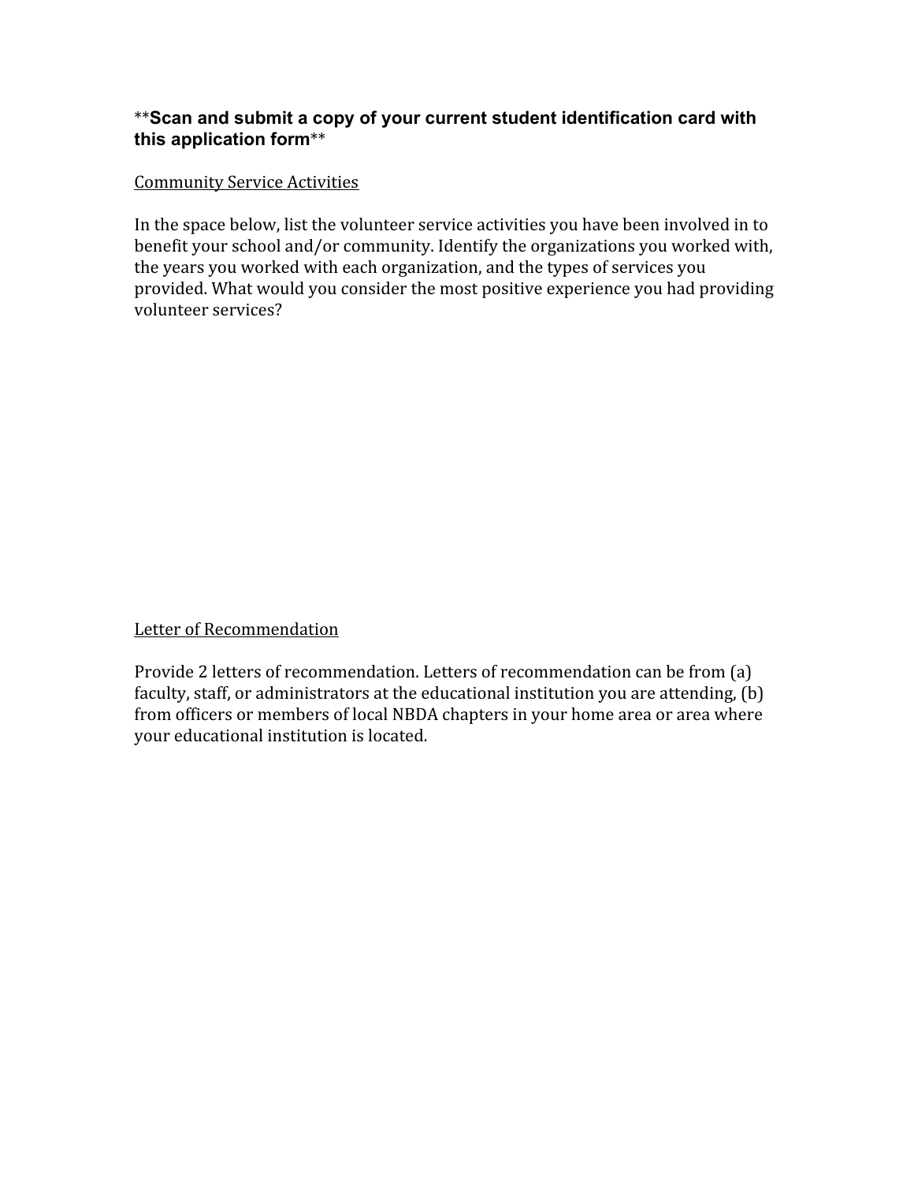****Scan and submit a copy of your current student identification card with this application form****

Community Service Activities

In the space below, list the volunteer service activities you have been involved in to benefit your school and/or community. Identify the organizations you worked with, the years you worked with each organization, and the types of services you provided. What would you consider the most positive experience you had providing volunteer services?

Letter of Recommendation

Provide 2 letters of recommendation. Letters of recommendation can be from (a) faculty, staff, or administrators at the educational institution you are attending, (b) from officers or members of local NBDA chapters in your home area or area where your educational institution is located.